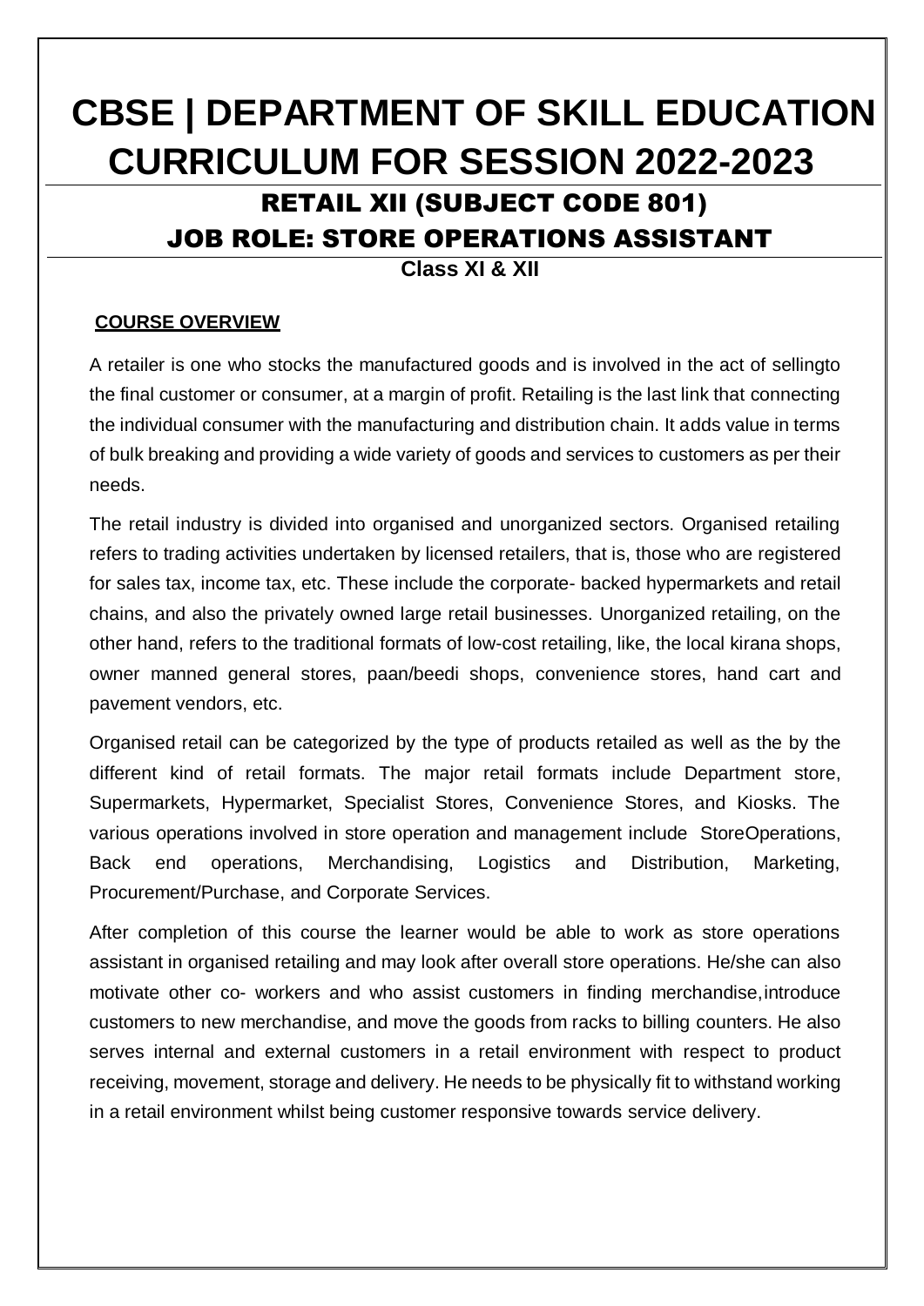# CBSE | DEPARTMENT OF SKILL EDUCATION CURRICULUM FOR SESSION 2022-2023

## RETAIL XII (SUBJECT CODE 801)

## JOB ROLE: STORE OPERATIONS ASSISTANT

**Class XI & XII**

**COURSE OVERVIEW**

A retailer is one who stocks the manufactured goods and is involved in the act of sellingto the final customer or consumer, at a margin of profit. Retailing is the last link that connecting the individual consumer with the manufacturing and distribution chain. It adds value in terms of bulk breaking and providing a wide variety of goods and services to customers as per their needs.

The retail industry is divided into organised and unorganized sectors. Organised retailing refers to trading activities undertaken by licensed retailers, that is, those who are registered for sales tax, income tax, etc. These include the corporate- backed hypermarkets and retail chains, and also the privately owned large retail businesses. Unorganized retailing, on the other hand, refers to the traditional formats of low-cost retailing, like, the local kirana shops, owner manned general stores, paan/beedi shops, convenience stores, hand cart and pavement vendors, etc.

Organised retail can be categorized by the type of products retailed as well as the by the different kind of retail formats. The major retail formats include Department store, Supermarkets, Hypermarket, Specialist Stores, Convenience Stores, and Kiosks. The various operations involved in store operation and management include StoreOperations, Back end operations, Merchandising, Logistics and Distribution, Marketing, Procurement/Purchase, and Corporate Services.

After completion of this course the learner would be able to work as store operations assistant in organised retailing and may look after overall store operations. He/she can also motivate other co- workers and who assist customers in finding merchandise,introduce customers to new merchandise, and move the goods from racks to billing counters. He also serves internal and external customers in a retail environment with respect to product receiving, movement, storage and delivery. He needs to be physically fit to withstand working in a retail environment whilst being customer responsive towards service delivery.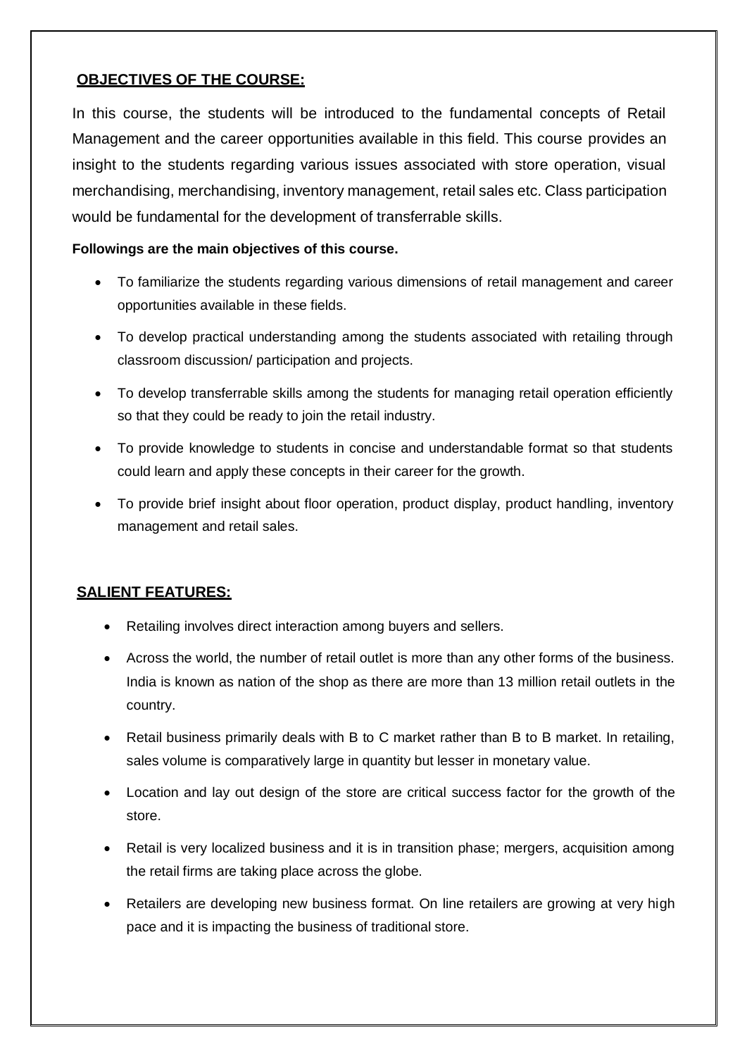## OBJECTIVES OF THE COURSE:

In this course, the students will be introduced to the fundamental concepts of Retail Management and the career opportunities available in this field. This course provides an insight to the students regarding various issues associated with store operation, visual merchandising, merchandising, inventory management, retail sales etc. Class participation would be fundamental for the development of transferrable skills.

**Followings are the main objectives of this course.**

- To familiarize the students regarding various dimensions of retail management and career opportunities available in these fields.
- To develop practical understanding among the students associated with retailing through classroom discussion/ participation and projects.
- To develop transferrable skills among the students for managing retail operation efficiently so that they could be ready to join the retail industry.
- To provide knowledge to students in concise and understandable format so that students could learn and apply these concepts in their career for the growth.
- To provide brief insight about floor operation, product display, product handling, inventory management and retail sales.

## SALIENT FEATURES:

- Retailing involves direct interaction among buyers and sellers.
- Across the world, the number of retail outlet is more than any other forms of the business. India is known as nation of the shop as there are more than 13 million retail outlets in the country.
- Retail business primarily deals with B to C market rather than B to B market. In retailing, sales volume is comparatively large in quantity but lesser in monetary value.
- Location and lay out design of the store are critical success factor for the growth of the store.
- Retail is very localized business and it is in transition phase; mergers, acquisition among the retail firms are taking place across the globe.
- Retailers are developing new business format. On line retailers are growing at very high pace and it is impacting the business of traditional store.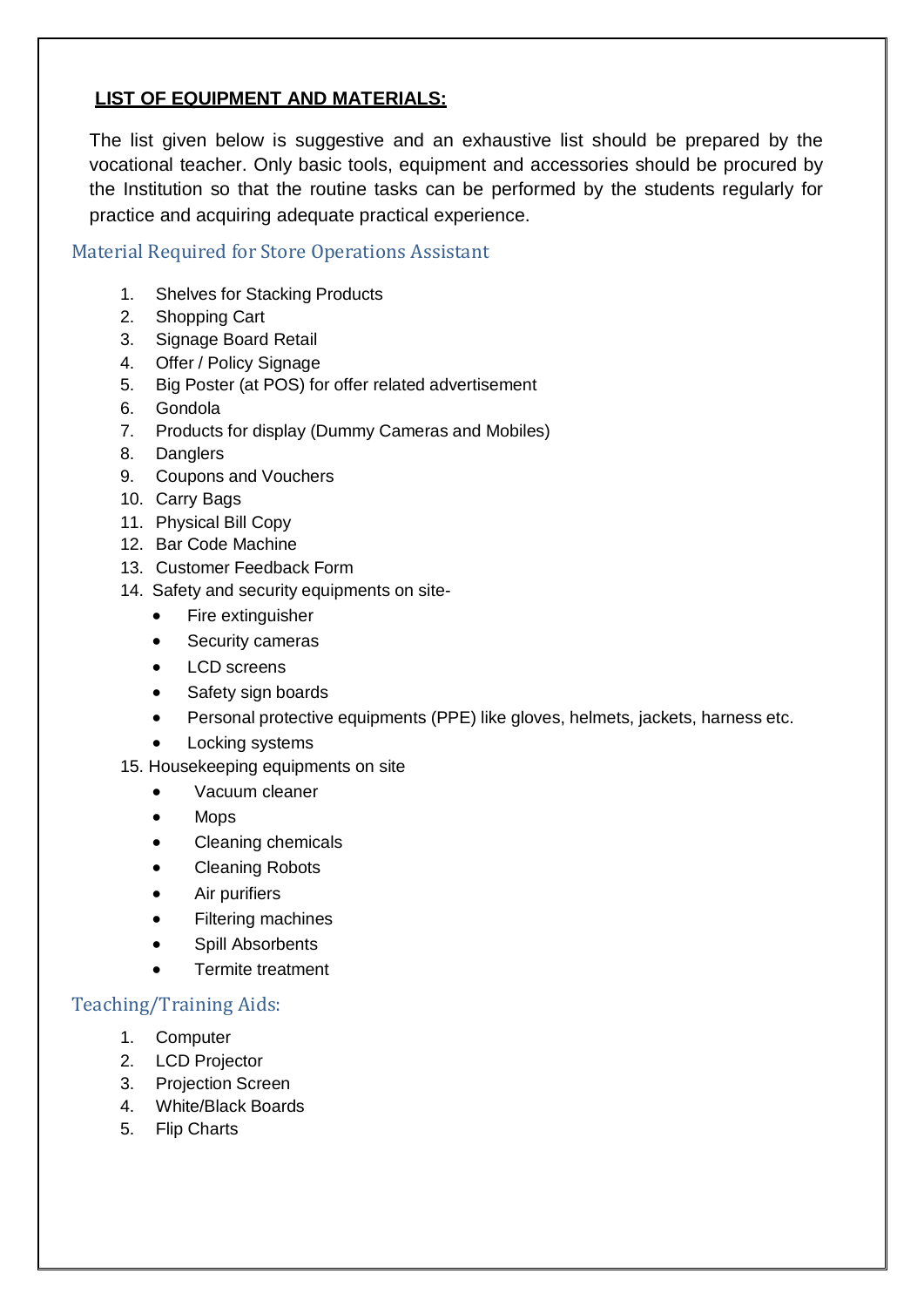**LIST OF EQUIPMENT AND MATERIALS:**

The list given below is suggestive and an exhaustive list should be prepared by the vocational teacher. Only basic tools, equipment and accessories should be procured by the Institution so that the routine tasks can be performed by the students regularly for practice and acquiring adequate practical experience.

## Material Required for Store Operations Assistant

1. Shelves for Stacking Products
2. Shopping Cart
3. Signage Board Retail
4. Offer / Policy Signage
5. Big Poster (at POS) for offer related advertisement
6. Gondola
7. Products for display (Dummy Cameras and Mobiles)
8. Danglers
9. Coupons and Vouchers
10. Carry Bags
11. Physical Bill Copy
12. Bar Code Machine
13. Customer Feedback Form
14. Safety and security equipments on site-
    - Fire extinguisher
    - Security cameras
    - LCD screens
    - Safety sign boards
    - Personal protective equipments (PPE) like gloves, helmets, jackets, harness etc.
    - Locking systems
15. Housekeeping equipments on site
    - Vacuum cleaner
    - Mops
    - Cleaning chemicals
    - Cleaning Robots
    - Air purifiers
    - Filtering machines
    - Spill Absorbents
    - Termite treatment

## Teaching/Training Aids:

1. Computer
2. LCD Projector
3. Projection Screen
4. White/Black Boards
5. Flip Charts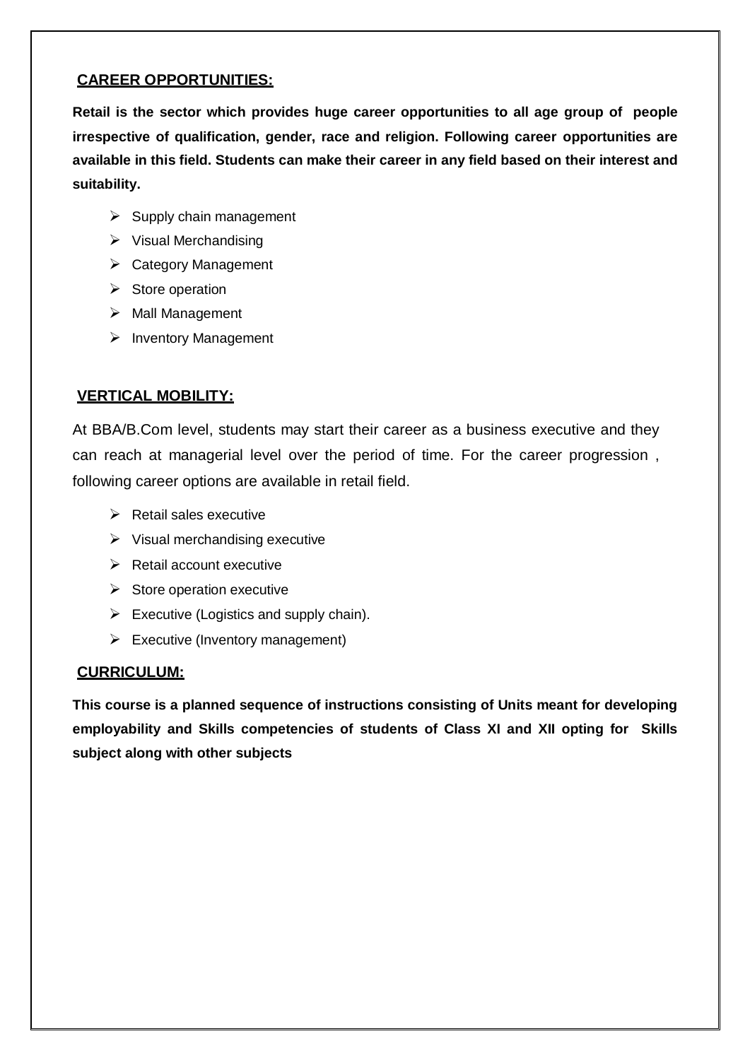## CAREER OPPORTUNITIES:

**Retail is the sector which provides huge career opportunities to all age group of people irrespective of qualification, gender, race and religion. Following career opportunities are available in this field. Students can make their career in any field based on their interest and suitability.**

- Supply chain management
- Visual Merchandising
- Category Management
- Store operation
- Mall Management
- Inventory Management

## VERTICAL MOBILITY:

At BBA/B.Com level, students may start their career as a business executive and they can reach at managerial level over the period of time. For the career progression , following career options are available in retail field.

- Retail sales executive
- Visual merchandising executive
- Retail account executive
- Store operation executive
- Executive (Logistics and supply chain).
- Executive (Inventory management)

## CURRICULUM:

**This course is a planned sequence of instructions consisting of Units meant for developing employability and Skills competencies of students of Class XI and XII opting for Skills subject along with other subjects**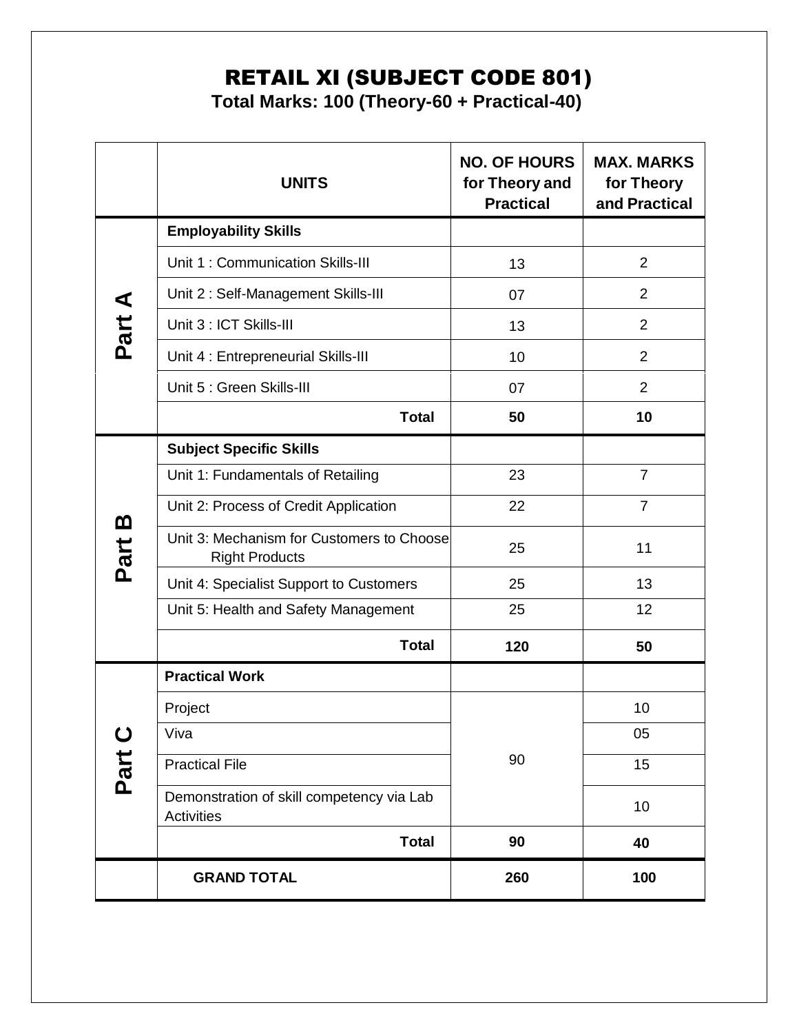# RETAIL XI (SUBJECT CODE 801)

**Total Marks: 100 (Theory-60 + Practical-40)**

| | UNITS | NO. OF HOURS for Theory and Practical | MAX. MARKS for Theory and Practical |
|---|---|---|---|
| Part A | **Employability Skills** | | |
| | Unit 1 : Communication Skills-III | 13 | 2 |
| | Unit 2 : Self-Management Skills-III | 07 | 2 |
| | Unit 3 : ICT Skills-III | 13 | 2 |
| | Unit 4 : Entrepreneurial Skills-III | 10 | 2 |
| | Unit 5 : Green Skills-III | 07 | 2 |
| | **Total** | **50** | **10** |
| Part B | **Subject Specific Skills** | | |
| | Unit 1: Fundamentals of Retailing | 23 | 7 |
| | Unit 2: Process of Credit Application | 22 | 7 |
| | Unit 3: Mechanism for Customers to Choose Right Products | 25 | 11 |
| | Unit 4: Specialist Support to Customers | 25 | 13 |
| | Unit 5: Health and Safety Management | 25 | 12 |
| | **Total** | **120** | **50** |
| Part C | **Practical Work** | | |
| | Project | 90 | 10 |
| | Viva | | 05 |
| | Practical File | | 15 |
| | Demonstration of skill competency via Lab Activities | | 10 |
| | **Total** | **90** | **40** |
| | **GRAND TOTAL** | **260** | **100** |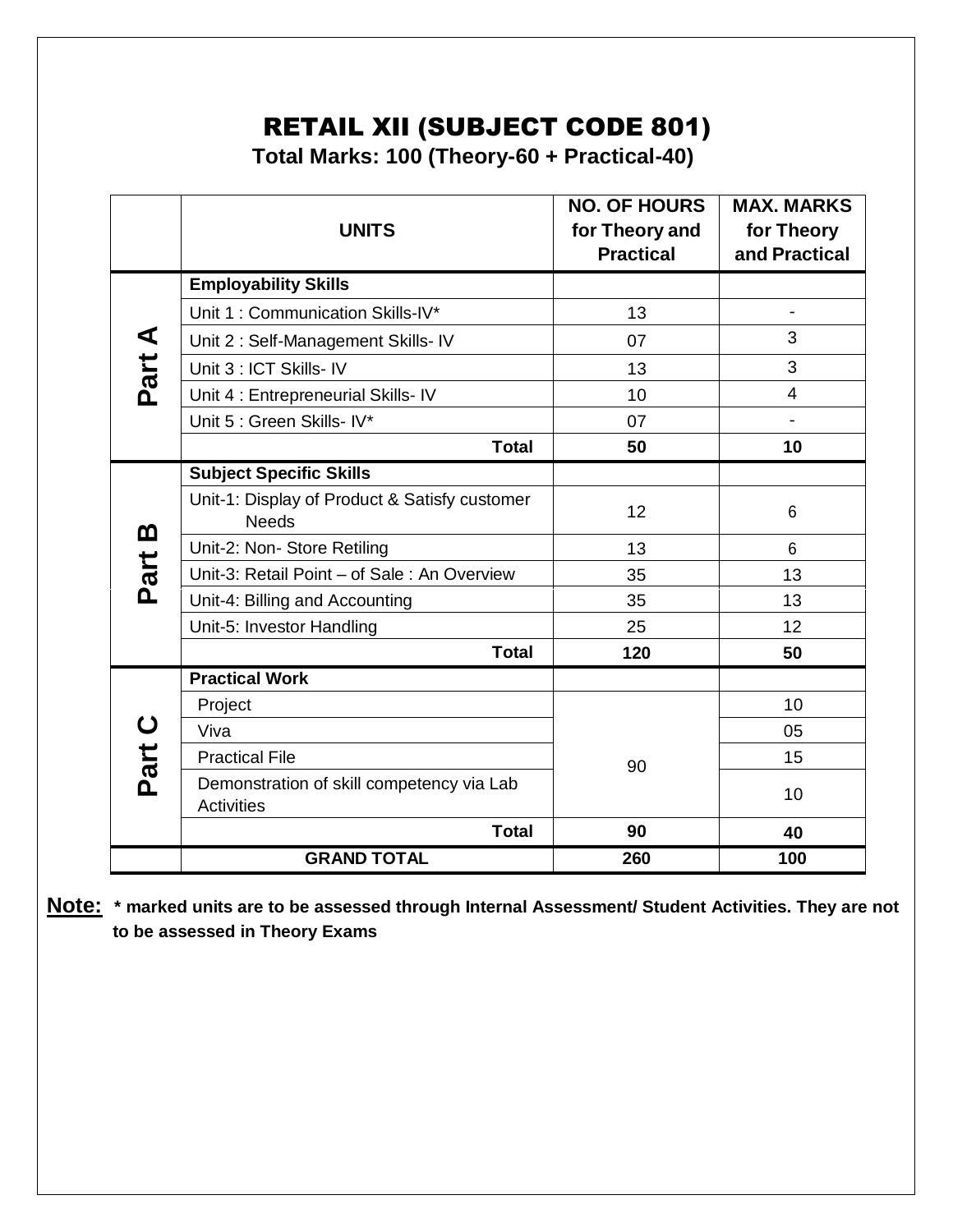# RETAIL XII (SUBJECT CODE 801)

**Total Marks: 100 (Theory-60 + Practical-40)**

| | UNITS | NO. OF HOURS for Theory and Practical | MAX. MARKS for Theory and Practical |
|---|---|---|---|
| **Part A** | **Employability Skills** | | |
| | Unit 1 : Communication Skills-IV* | 13 | - |
| | Unit 2 : Self-Management Skills- IV | 07 | 3 |
| | Unit 3 : ICT Skills- IV | 13 | 3 |
| | Unit 4 : Entrepreneurial Skills- IV | 10 | 4 |
| | Unit 5 : Green Skills- IV* | 07 | - |
| | **Total** | **50** | **10** |
| **Part B** | **Subject Specific Skills** | | |
| | Unit-1: Display of Product & Satisfy customer Needs | 12 | 6 |
| | Unit-2: Non- Store Retiling | 13 | 6 |
| | Unit-3: Retail Point – of Sale : An Overview | 35 | 13 |
| | Unit-4: Billing and Accounting | 35 | 13 |
| | Unit-5: Investor Handling | 25 | 12 |
| | **Total** | **120** | **50** |
| **Part C** | **Practical Work** | | |
| | Project | 90 | 10 |
| | Viva | | 05 |
| | Practical File | | 15 |
| | Demonstration of skill competency via Lab Activities | | 10 |
| | **Total** | **90** | **40** |
| | **GRAND TOTAL** | **260** | **100** |

**Note:** **\* marked units are to be assessed through Internal Assessment/ Student Activities. They are not to be assessed in Theory Exams**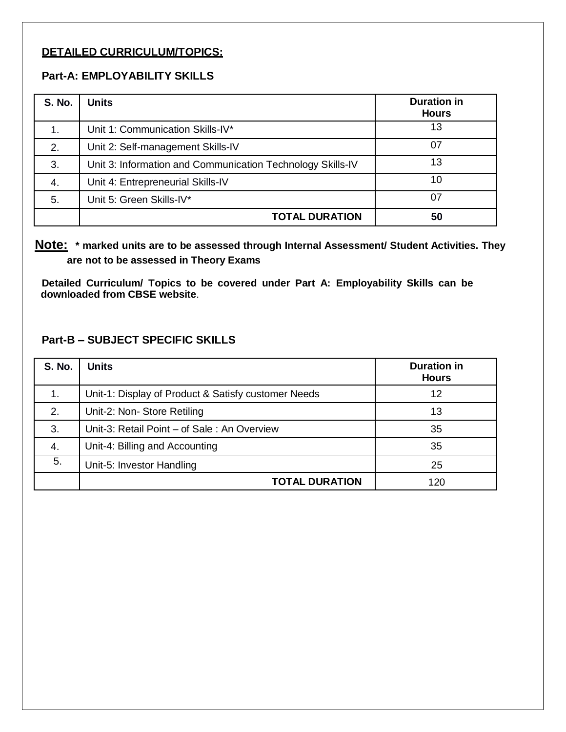## DETAILED CURRICULUM/TOPICS:

### Part-A: EMPLOYABILITY SKILLS

| S. No. | Units | Duration in Hours |
|---|---|---|
| 1. | Unit 1: Communication Skills-IV* | 13 |
| 2. | Unit 2: Self-management Skills-IV | 07 |
| 3. | Unit 3: Information and Communication Technology Skills-IV | 13 |
| 4. | Unit 4: Entrepreneurial Skills-IV | 10 |
| 5. | Unit 5: Green Skills-IV* | 07 |
| | **TOTAL DURATION** | **50** |

**Note: * marked units are to be assessed through Internal Assessment/ Student Activities. They are not to be assessed in Theory Exams**

**Detailed Curriculum/ Topics to be covered under Part A: Employability Skills can be downloaded from CBSE website**.

### Part-B – SUBJECT SPECIFIC SKILLS

| S. No. | Units | Duration in Hours |
|---|---|---|
| 1. | Unit-1: Display of Product & Satisfy customer Needs | 12 |
| 2. | Unit-2: Non- Store Retiling | 13 |
| 3. | Unit-3: Retail Point – of Sale : An Overview | 35 |
| 4. | Unit-4: Billing and Accounting | 35 |
| 5. | Unit-5: Investor Handling | 25 |
| | **TOTAL DURATION** | 120 |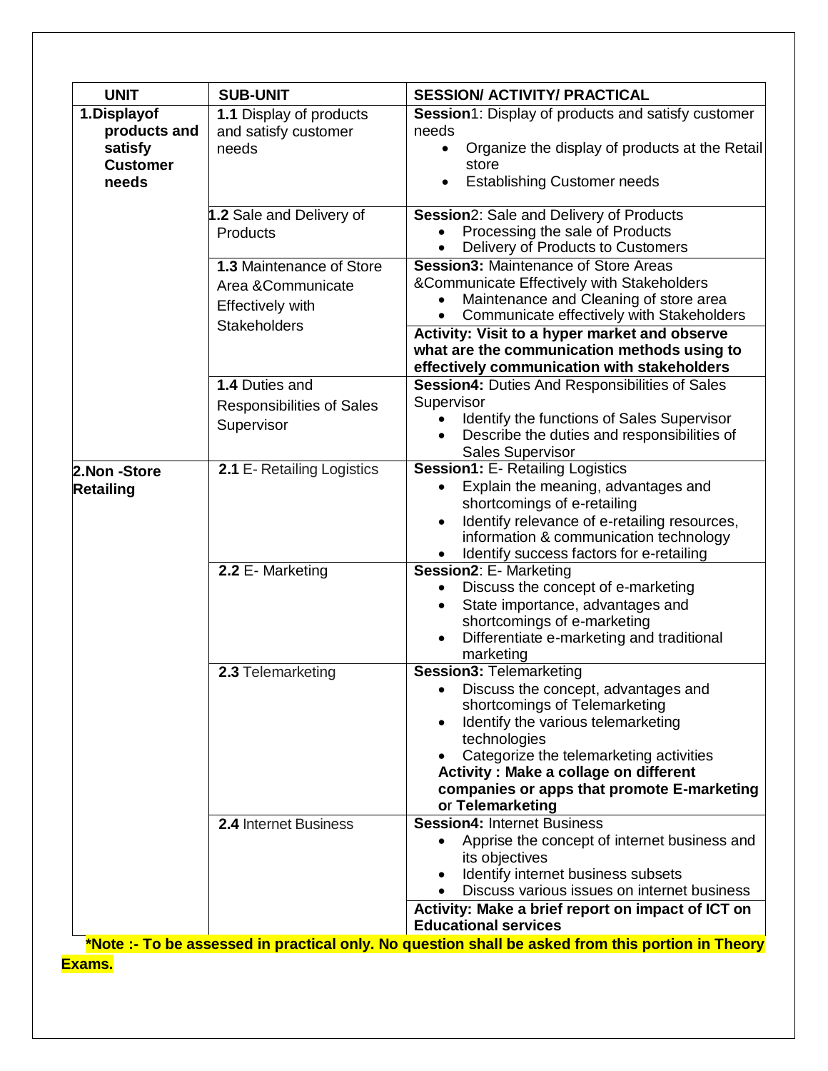| UNIT | SUB-UNIT | SESSION/ ACTIVITY/ PRACTICAL |
|---|---|---|
| **1.Displayof products and satisfy Customer needs** | **1.1** Display of products and satisfy customer needs | **Session**1: Display of products and satisfy customer needs<br>• Organize the display of products at the Retail store<br>• Establishing Customer needs |
| | **1.2** Sale and Delivery of Products | **Session**2: Sale and Delivery of Products<br>• Processing the sale of Products<br>• Delivery of Products to Customers |
| | **1.3** Maintenance of Store Area &Communicate Effectively with Stakeholders | **Session3:** Maintenance of Store Areas &Communicate Effectively with Stakeholders<br>• Maintenance and Cleaning of store area<br>• Communicate effectively with Stakeholders |
| | | **Activity: Visit to a hyper market and observe what are the communication methods using to effectively communication with stakeholders** |
| | **1.4** Duties and Responsibilities of Sales Supervisor | **Session4:** Duties And Responsibilities of Sales Supervisor<br>• Identify the functions of Sales Supervisor<br>• Describe the duties and responsibilities of Sales Supervisor |
| **2.Non -Store Retailing** | **2.1** E- Retailing Logistics | **Session1:** E- Retailing Logistics<br>• Explain the meaning, advantages and shortcomings of e-retailing<br>• Identify relevance of e-retailing resources, information & communication technology<br>• Identify success factors for e-retailing |
| | **2.2** E- Marketing | **Session2**: E- Marketing<br>• Discuss the concept of e-marketing<br>• State importance, advantages and shortcomings of e-marketing<br>• Differentiate e-marketing and traditional marketing |
| | **2.3** Telemarketing | **Session3:** Telemarketing<br>• Discuss the concept, advantages and shortcomings of Telemarketing<br>• Identify the various telemarketing technologies<br>• Categorize the telemarketing activities<br>**Activity : Make a collage on different companies or apps that promote E-marketing or Telemarketing** |
| | **2.4** Internet Business | **Session4:** Internet Business<br>• Apprise the concept of internet business and its objectives<br>• Identify internet business subsets<br>• Discuss various issues on internet business |
| | | **Activity: Make a brief report on impact of ICT on Educational services** |

***Note :- To be assessed in practical only. No question shall be asked from this portion in Theory Exams.**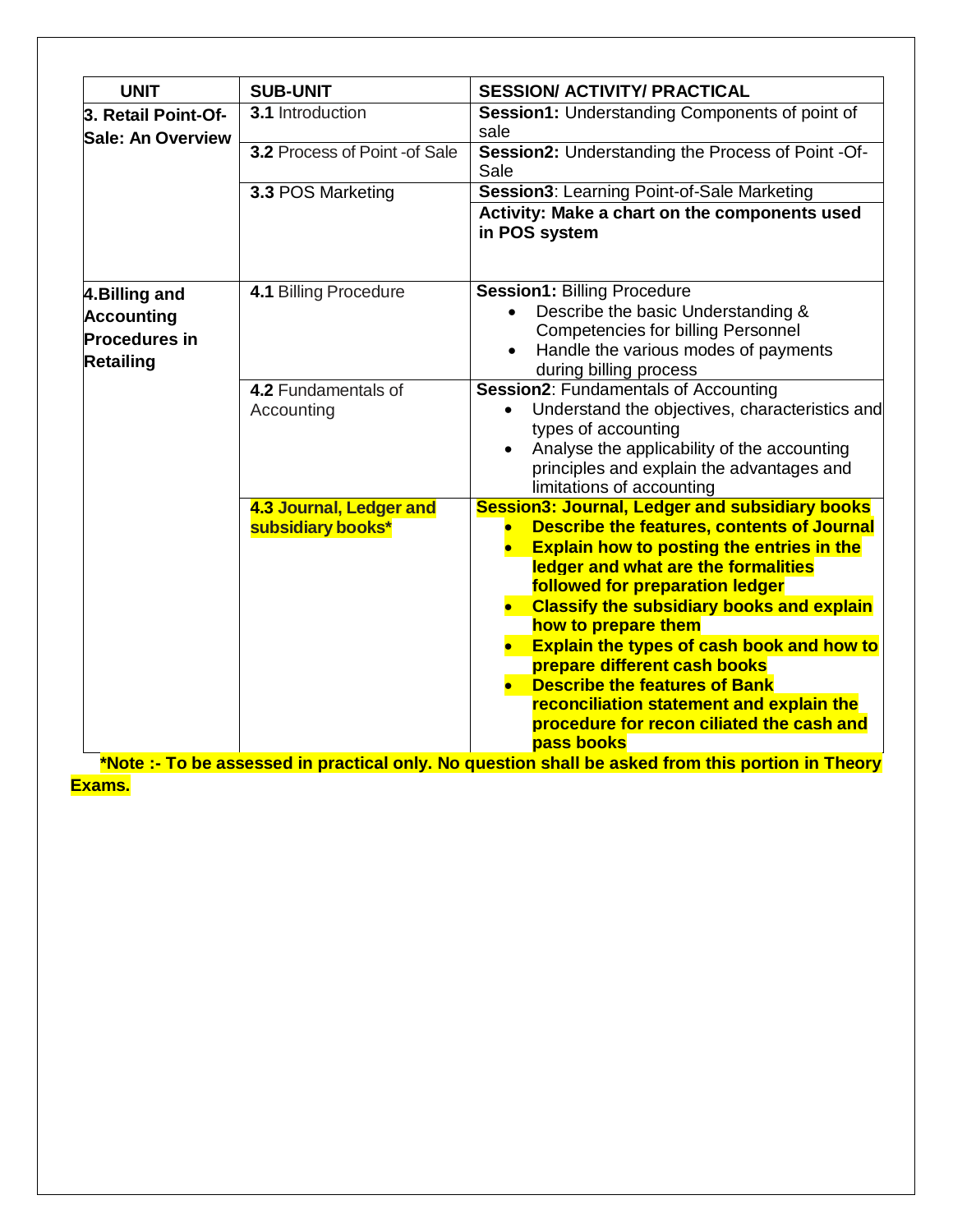| UNIT | SUB-UNIT | SESSION/ ACTIVITY/ PRACTICAL |
|---|---|---|
| **3. Retail Point-Of-Sale: An Overview** | **3.1** Introduction | **Session1:** Understanding Components of point of sale |
| | **3.2** Process of Point -of Sale | **Session2:** Understanding the Process of Point -Of-Sale |
| | **3.3** POS Marketing | **Session3**: Learning Point-of-Sale Marketing |
| | | **Activity: Make a chart on the components used in POS system** |
| **4.Billing and Accounting Procedures in Retailing** | **4.1** Billing Procedure | **Session1:** Billing Procedure<br>• Describe the basic Understanding & Competencies for billing Personnel<br>• Handle the various modes of payments during billing process |
| | **4.2** Fundamentals of Accounting | **Session2**: Fundamentals of Accounting<br>• Understand the objectives, characteristics and types of accounting<br>• Analyse the applicability of the accounting principles and explain the advantages and limitations of accounting |
| | **4.3 Journal, Ledger and subsidiary books*** | **Session3: Journal, Ledger and subsidiary books**<br>• **Describe the features, contents of Journal**<br>• **Explain how to posting the entries in the ledger and what are the formalities followed for preparation ledger**<br>• **Classify the subsidiary books and explain how to prepare them**<br>• **Explain the types of cash book and how to prepare different cash books**<br>• **Describe the features of Bank reconciliation statement and explain the procedure for recon ciliated the cash and pass books** |

**\*Note :- To be assessed in practical only. No question shall be asked from this portion in Theory Exams.**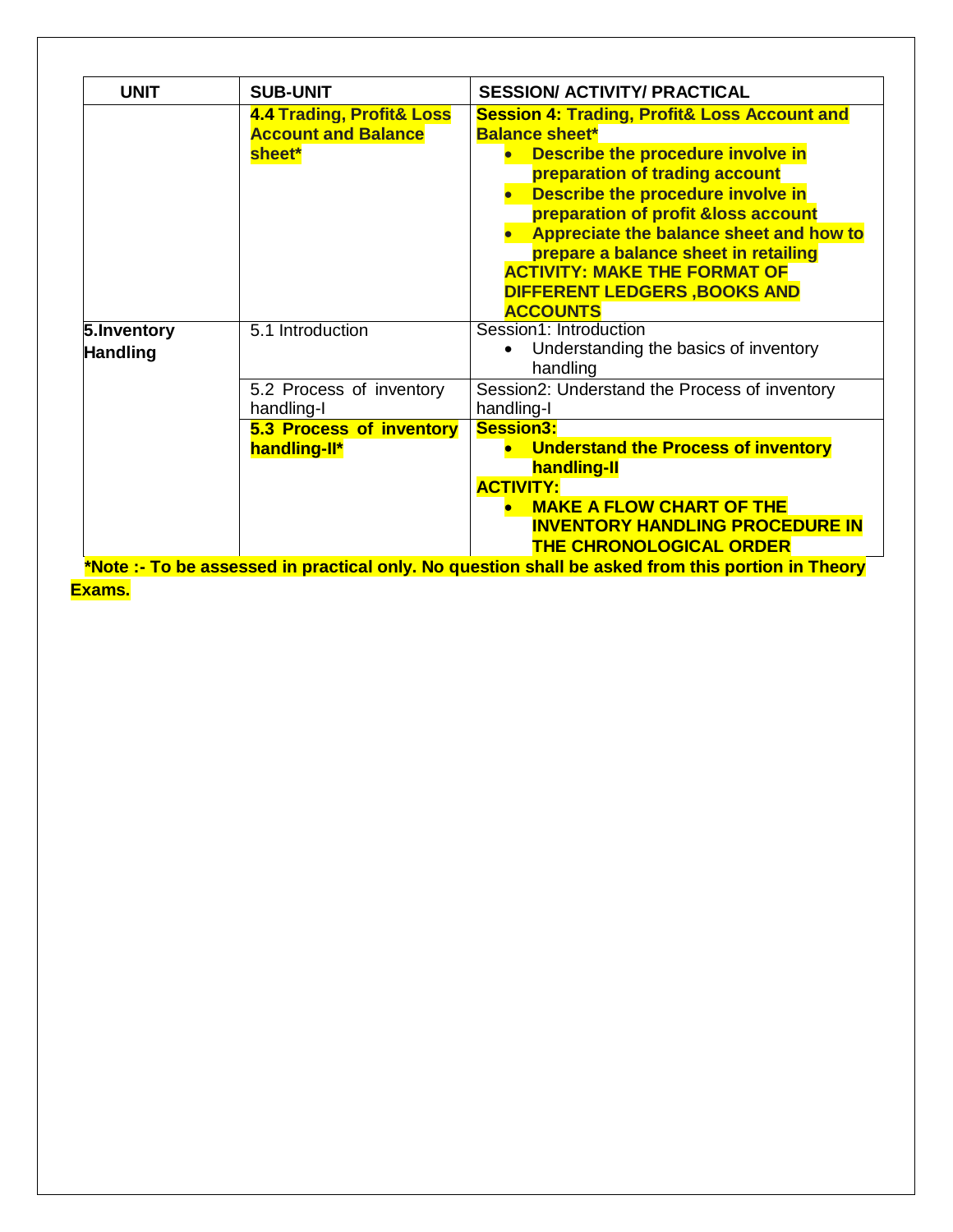| UNIT | SUB-UNIT | SESSION/ ACTIVITY/ PRACTICAL |
|---|---|---|
| | **4.4 Trading, Profit& Loss Account and Balance sheet*** | **Session 4: Trading, Profit& Loss Account and Balance sheet*** <br>• **Describe the procedure involve in preparation of trading account** <br>• **Describe the procedure involve in preparation of profit &loss account** <br>• **Appreciate the balance sheet and how to prepare a balance sheet in retailing** <br>**ACTIVITY: MAKE THE FORMAT OF DIFFERENT LEDGERS ,BOOKS AND ACCOUNTS** |
| **5.Inventory Handling** | 5.1 Introduction | Session1: Introduction <br>• Understanding the basics of inventory handling |
| | 5.2 Process of inventory handling-I | Session2: Understand the Process of inventory handling-I |
| | **5.3 Process of inventory handling-II*** | **Session3:** <br>• **Understand the Process of inventory handling-II** <br>**ACTIVITY:** <br>• **MAKE A FLOW CHART OF THE INVENTORY HANDLING PROCEDURE IN THE CHRONOLOGICAL ORDER** |

**\*Note :- To be assessed in practical only. No question shall be asked from this portion in Theory Exams.**